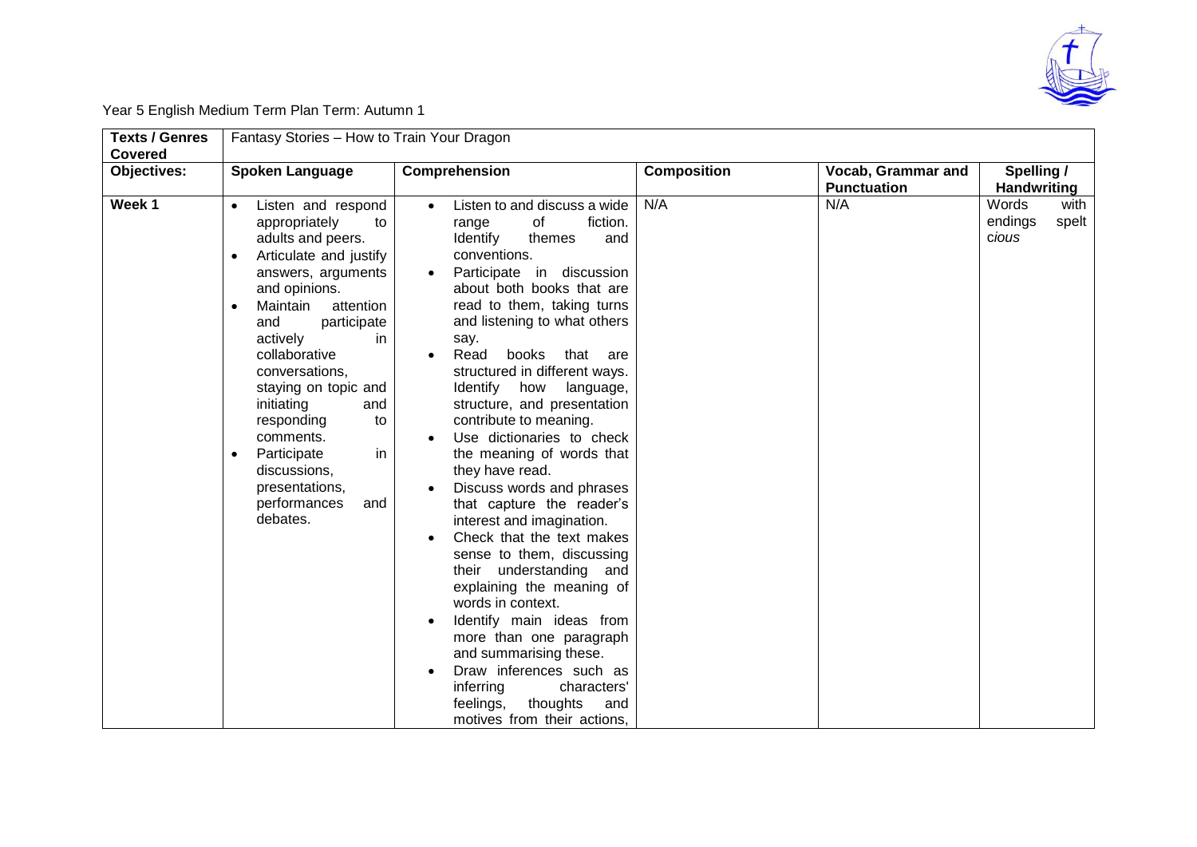Year 5 English Medium Term Plan Term: Autumn 1

| **Texts / Genres Covered** | Fantasy Stories – How to Train Your Dragon | | | | |
|---|---|---|---|---|---|
| **Objectives:** | **Spoken Language** | **Comprehension** | **Composition** | **Vocab, Grammar and Punctuation** | **Spelling / Handwriting** |
| **Week 1** | • Listen and respond appropriately to adults and peers.<br>• Articulate and justify answers, arguments and opinions.<br>• Maintain attention and participate actively in collaborative conversations, staying on topic and initiating and responding to comments.<br>• Participate in discussions, presentations, performances and debates. | • Listen to and discuss a wide range of fiction. Identify themes and conventions.<br>• Participate in discussion about both books that are read to them, taking turns and listening to what others say.<br>• Read books that are structured in different ways. Identify how language, structure, and presentation contribute to meaning.<br>• Use dictionaries to check the meaning of words that they have read.<br>• Discuss words and phrases that capture the reader's interest and imagination.<br>• Check that the text makes sense to them, discussing their understanding and explaining the meaning of words in context.<br>• Identify main ideas from more than one paragraph and summarising these.<br>• Draw inferences such as inferring characters' feelings, thoughts and motives from their actions, | N/A | N/A | Words with endings spelt c*ious* |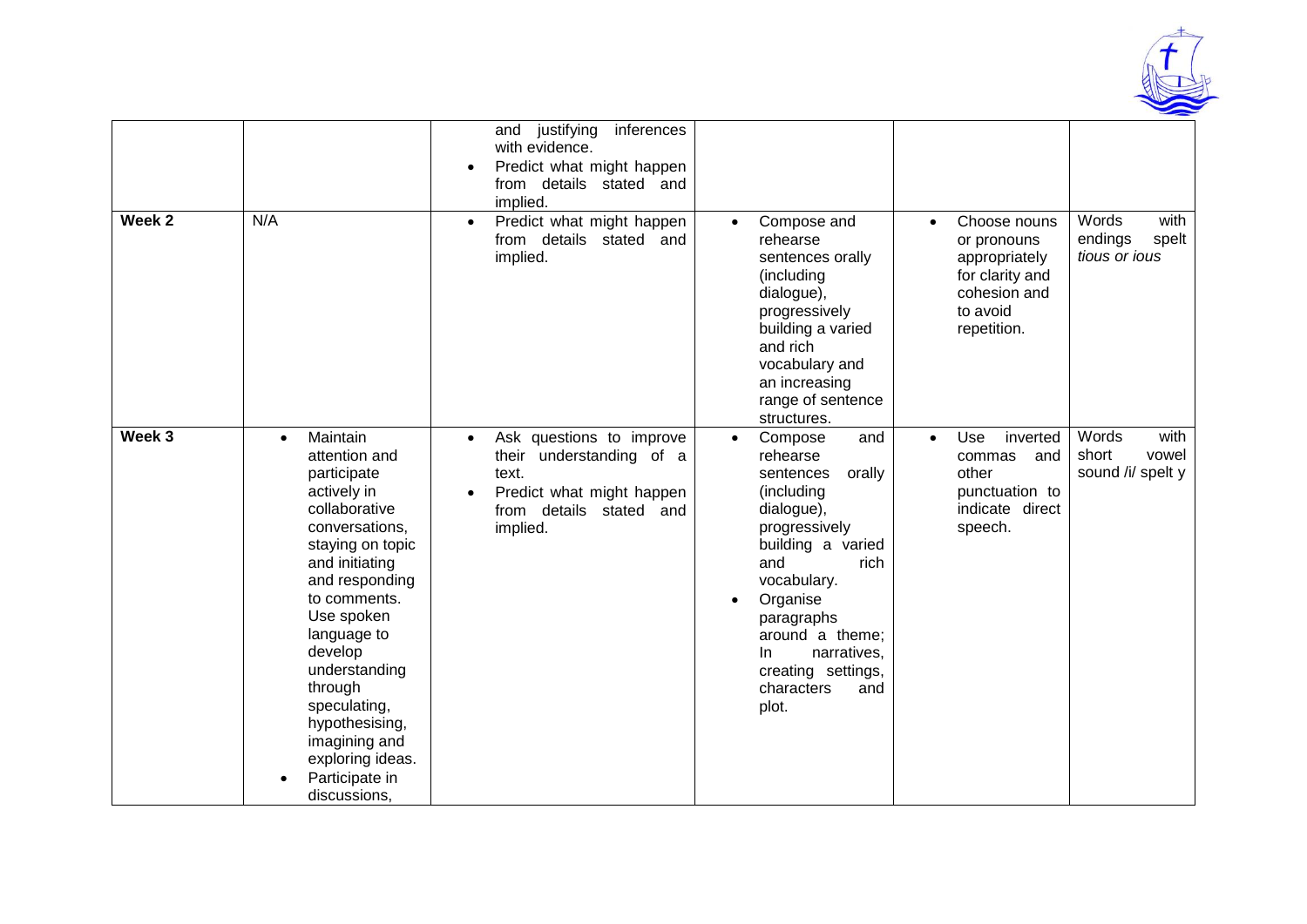| | | | | | |
|---|---|---|---|---|---|
| | | and justifying inferences with evidence.<br>• Predict what might happen from details stated and implied. | | | |
| **Week 2** | N/A | • Predict what might happen from details stated and implied. | • Compose and rehearse sentences orally (including dialogue), progressively building a varied and rich vocabulary and an increasing range of sentence structures. | • Choose nouns or pronouns appropriately for clarity and cohesion and to avoid repetition. | Words with endings spelt *tious or ious* |
| **Week 3** | • Maintain attention and participate actively in collaborative conversations, staying on topic and initiating and responding to comments. Use spoken language to develop understanding through speculating, hypothesising, imagining and exploring ideas.<br>• Participate in discussions, | • Ask questions to improve their understanding of a text.<br>• Predict what might happen from details stated and implied. | • Compose and rehearse sentences orally (including dialogue), progressively building a varied and rich vocabulary.<br>• Organise paragraphs around a theme; In narratives, creating settings, characters and plot. | • Use inverted commas and other punctuation to indicate direct speech. | Words with short vowel sound /i/ spelt y |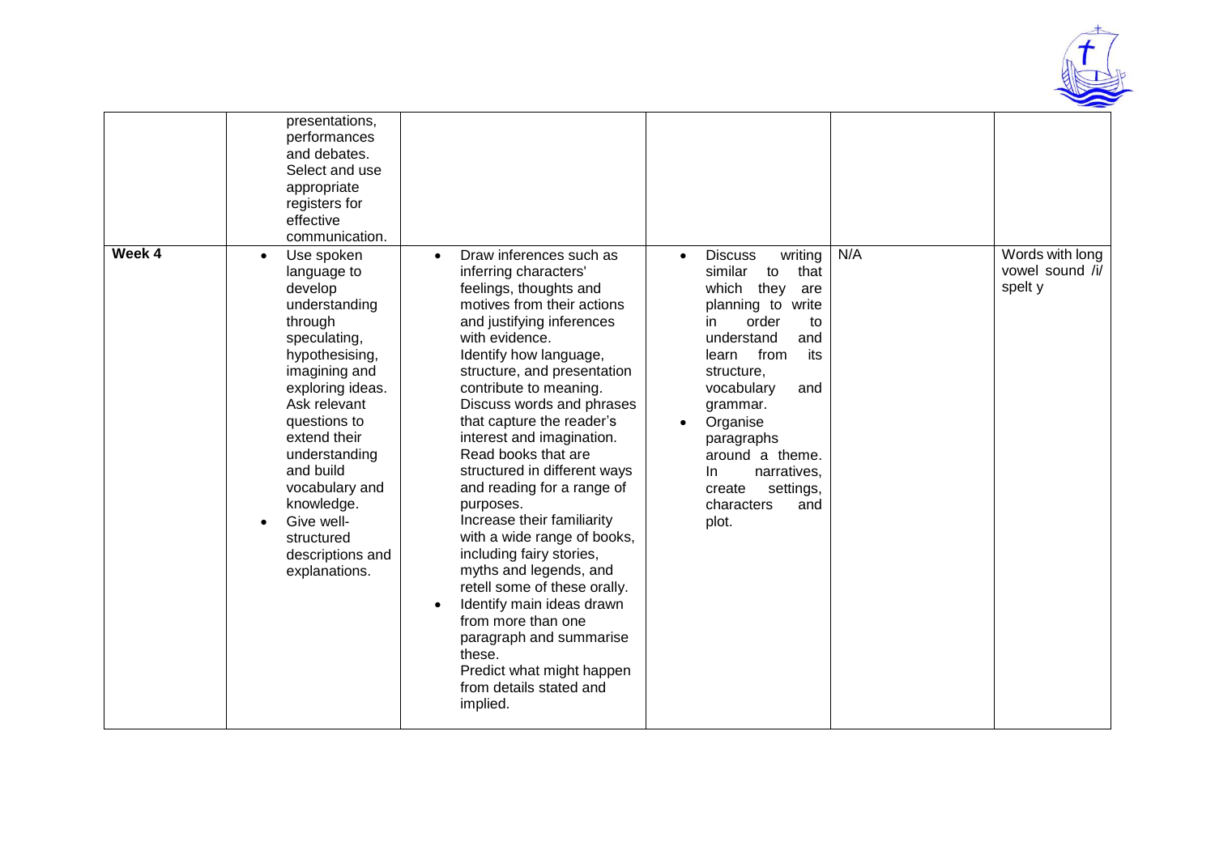| | | | | | |
|---|---|---|---|---|---|
| | presentations, performances and debates. Select and use appropriate registers for effective communication. | | | | |
| **Week 4** | • Use spoken language to develop understanding through speculating, hypothesising, imagining and exploring ideas. Ask relevant questions to extend their understanding and build vocabulary and knowledge.<br>• Give well-structured descriptions and explanations. | • Draw inferences such as inferring characters' feelings, thoughts and motives from their actions and justifying inferences with evidence. Identify how language, structure, and presentation contribute to meaning. Discuss words and phrases that capture the reader's interest and imagination. Read books that are structured in different ways and reading for a range of purposes. Increase their familiarity with a wide range of books, including fairy stories, myths and legends, and retell some of these orally.<br>• Identify main ideas drawn from more than one paragraph and summarise these. Predict what might happen from details stated and implied. | • Discuss writing similar to that which they are planning to write in order to understand and learn from its structure, vocabulary and grammar.<br>• Organise paragraphs around a theme. In narratives, create settings, characters and plot. | N/A | Words with long vowel sound /i/ spelt y |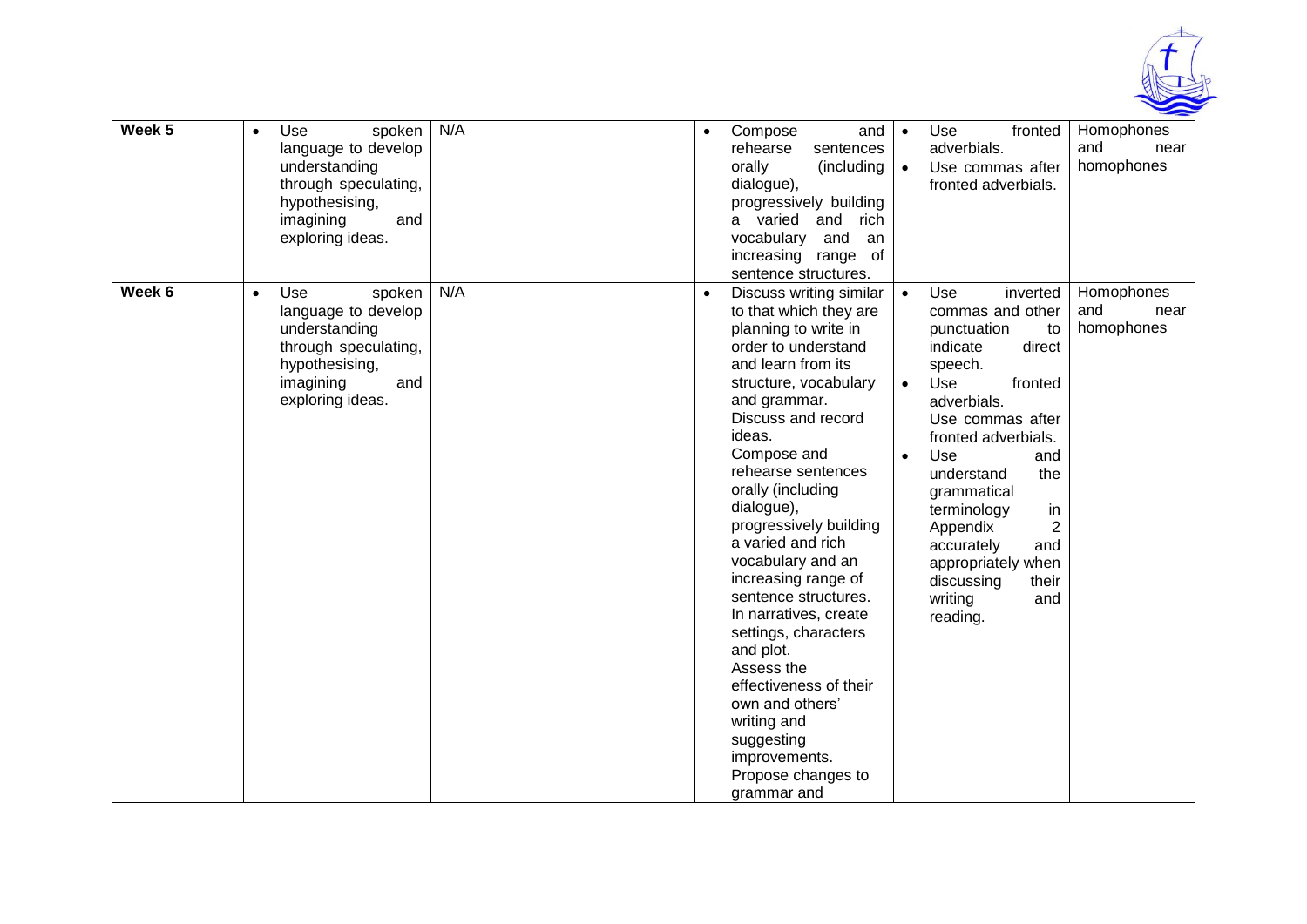| Week 5 | • Use spoken language to develop understanding through speculating, hypothesising, imagining and exploring ideas. | N/A | • Compose and rehearse sentences orally (including dialogue), progressively building a varied and rich vocabulary and an increasing range of sentence structures. | • Use fronted adverbials.<br>• Use commas after fronted adverbials. | Homophones and near homophones |
|---|---|---|---|---|---|
| Week 6 | • Use spoken language to develop understanding through speculating, hypothesising, imagining and exploring ideas. | N/A | • Discuss writing similar to that which they are planning to write in order to understand and learn from its structure, vocabulary and grammar.<br>Discuss and record ideas.<br>Compose and rehearse sentences orally (including dialogue), progressively building a varied and rich vocabulary and an increasing range of sentence structures.<br>In narratives, create settings, characters and plot.<br>Assess the effectiveness of their own and others' writing and suggesting improvements.<br>Propose changes to grammar and | • Use inverted commas and other punctuation to indicate direct speech.<br>• Use fronted adverbials.<br>Use commas after fronted adverbials.<br>• Use and understand the grammatical terminology in Appendix 2 accurately and appropriately when discussing their writing and reading. | Homophones and near homophones |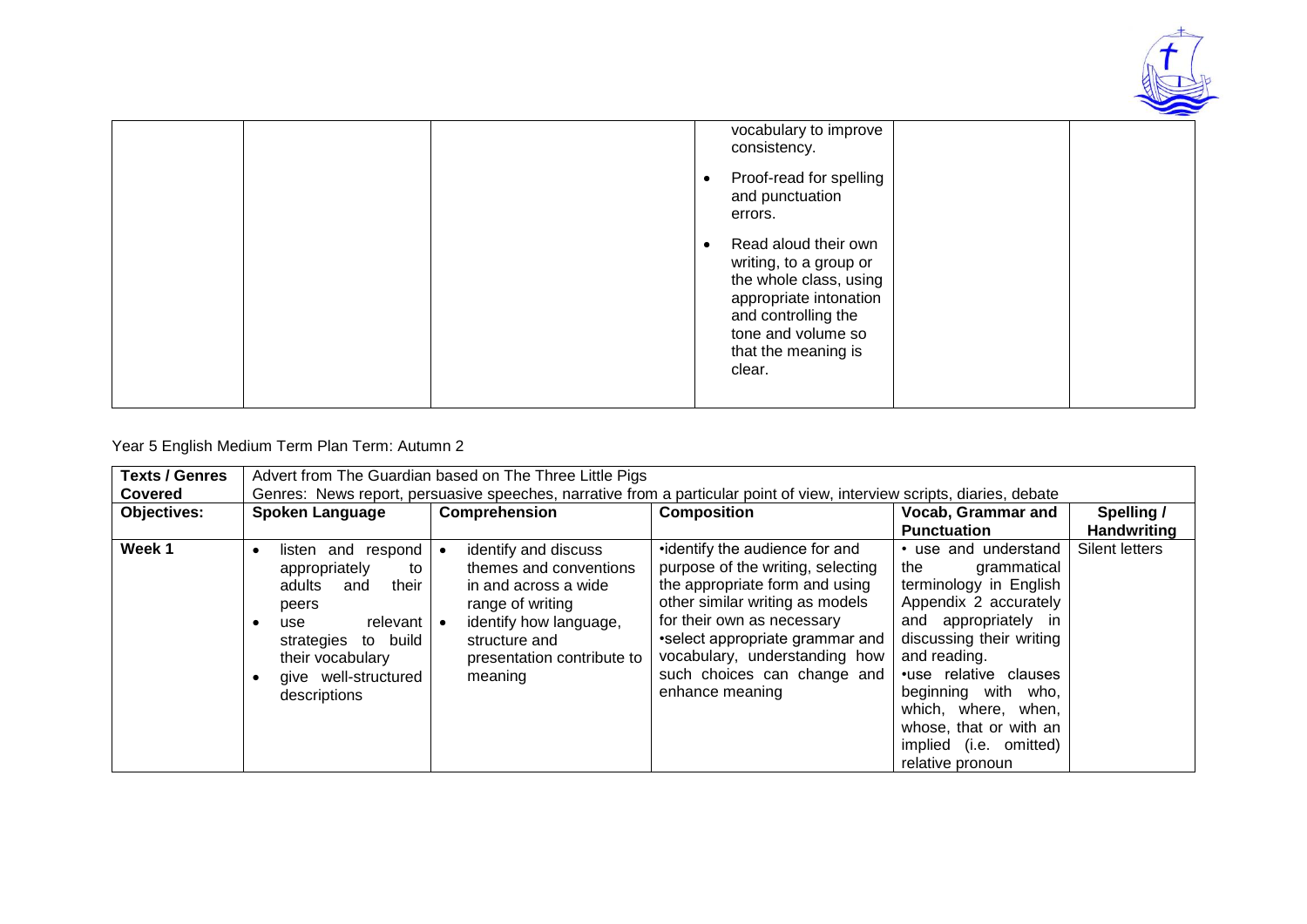| | | | | | |
|---|---|---|---|---|---|
| | | | vocabulary to improve consistency.<br>• Proof-read for spelling and punctuation errors.<br>• Read aloud their own writing, to a group or the whole class, using appropriate intonation and controlling the tone and volume so that the meaning is clear. | | |

Year 5 English Medium Term Plan Term: Autumn 2

| Texts / Genres Covered | Advert from The Guardian based on The Three Little Pigs<br>Genres: News report, persuasive speeches, narrative from a particular point of view, interview scripts, diaries, debate | | | | |
|---|---|---|---|---|---|
| **Objectives:** | **Spoken Language** | **Comprehension** | **Composition** | **Vocab, Grammar and Punctuation** | **Spelling / Handwriting** |
| **Week 1** | • listen and respond appropriately to adults and their peers<br>• use relevant strategies to build their vocabulary<br>• give well-structured descriptions | • identify and discuss themes and conventions in and across a wide range of writing<br>• identify how language, structure and presentation contribute to meaning | •identify the audience for and purpose of the writing, selecting the appropriate form and using other similar writing as models for their own as necessary<br>•select appropriate grammar and vocabulary, understanding how such choices can change and enhance meaning | • use and understand the grammatical terminology in English Appendix 2 accurately and appropriately in discussing their writing and reading.<br>•use relative clauses beginning with who, which, where, when, whose, that or with an implied (i.e. omitted) relative pronoun | Silent letters |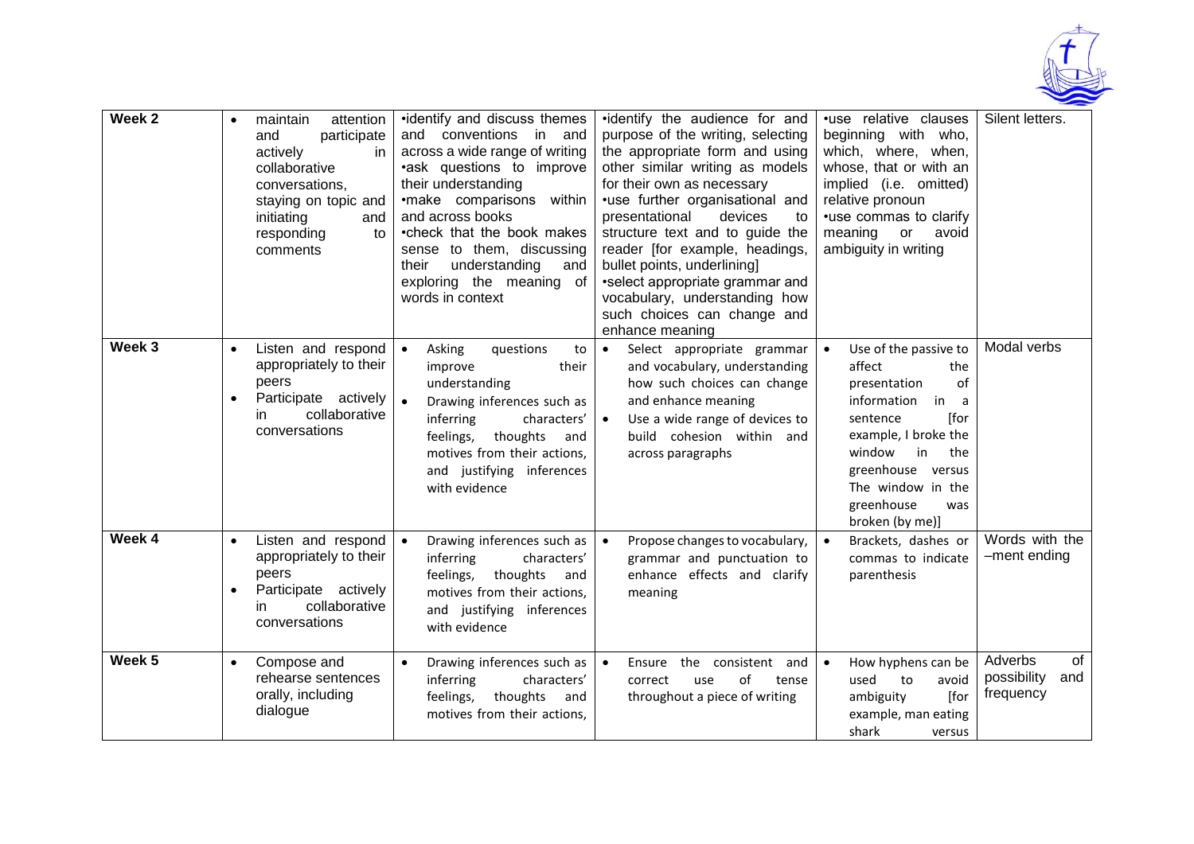| Week 2 | • maintain attention and participate actively in collaborative conversations, staying on topic and initiating and responding to comments | •identify and discuss themes and conventions in and across a wide range of writing •ask questions to improve their understanding •make comparisons within and across books •check that the book makes sense to them, discussing their understanding and exploring the meaning of words in context | •identify the audience for and purpose of the writing, selecting the appropriate form and using other similar writing as models for their own as necessary •use further organisational and presentational devices to structure text and to guide the reader [for example, headings, bullet points, underlining] •select appropriate grammar and vocabulary, understanding how such choices can change and enhance meaning | •use relative clauses beginning with who, which, where, when, whose, that or with an implied (i.e. omitted) relative pronoun •use commas to clarify meaning or avoid ambiguity in writing | Silent letters. |
|---|---|---|---|---|---|
| Week 3 | • Listen and respond appropriately to their peers<br>• Participate actively in collaborative conversations | • Asking questions to improve their understanding<br>• Drawing inferences such as inferring characters' feelings, thoughts and motives from their actions, and justifying inferences with evidence | • Select appropriate grammar and vocabulary, understanding how such choices can change and enhance meaning<br>• Use a wide range of devices to build cohesion within and across paragraphs | • Use of the passive to affect the presentation of information in a sentence [for example, I broke the window in the greenhouse versus The window in the greenhouse was broken (by me)] | Modal verbs |
| Week 4 | • Listen and respond appropriately to their peers<br>• Participate actively in collaborative conversations | • Drawing inferences such as inferring characters' feelings, thoughts and motives from their actions, and justifying inferences with evidence | • Propose changes to vocabulary, grammar and punctuation to enhance effects and clarify meaning | • Brackets, dashes or commas to indicate parenthesis | Words with the –ment ending |
| Week 5 | • Compose and rehearse sentences orally, including dialogue | • Drawing inferences such as inferring characters' feelings, thoughts and motives from their actions, | • Ensure the consistent and correct use of tense throughout a piece of writing | • How hyphens can be used to avoid ambiguity [for example, man eating shark versus | Adverbs of possibility and frequency |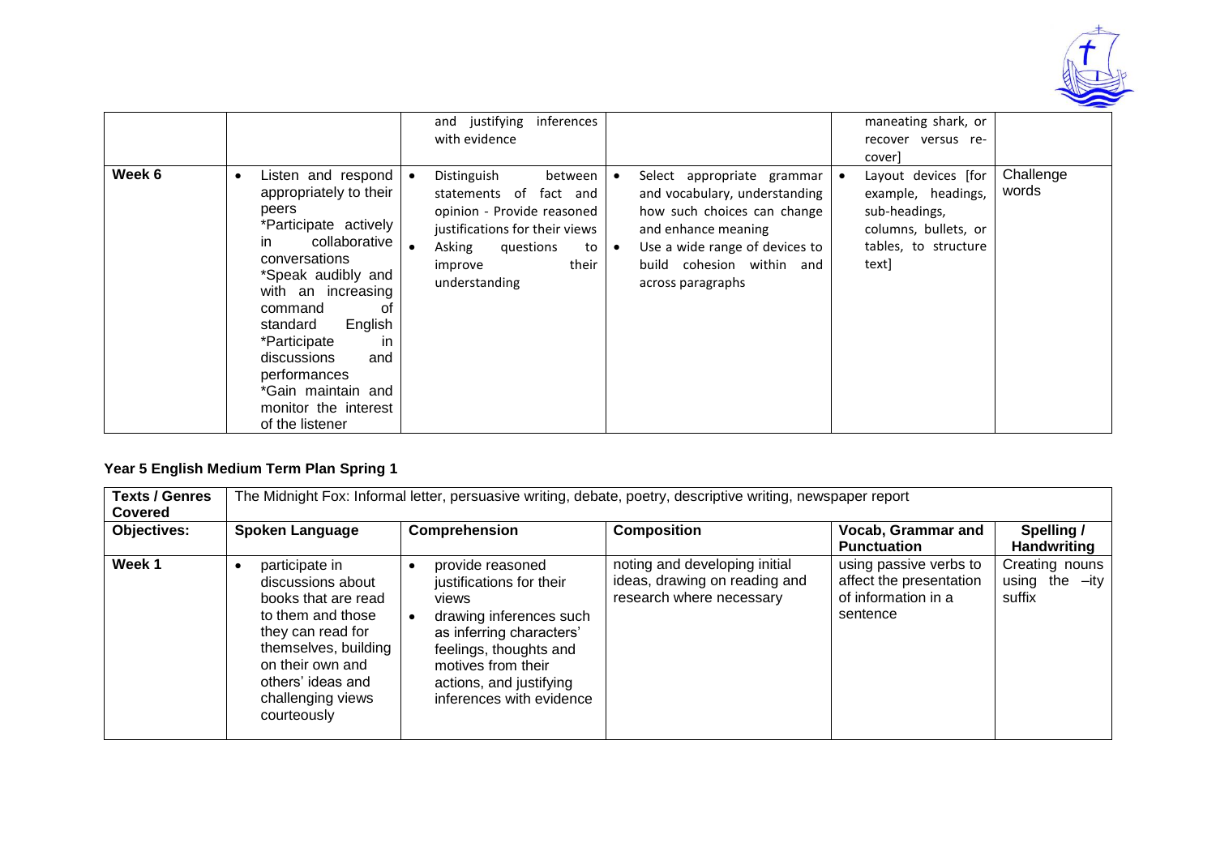|  |  | and justifying inferences with evidence |  | maneating shark, or recover versus re-cover] |  |
|---|---|---|---|---|---|
| Week 6 | • Listen and respond appropriately to their peers<br>*Participate actively in collaborative conversations<br>*Speak audibly and with an increasing command of standard English<br>*Participate in discussions and performances<br>*Gain maintain and monitor the interest of the listener | • Distinguish between statements of fact and opinion - Provide reasoned justifications for their views<br>• Asking questions to improve their understanding | • Select appropriate grammar and vocabulary, understanding how such choices can change and enhance meaning<br>• Use a wide range of devices to build cohesion within and across paragraphs | • Layout devices [for example, headings, sub-headings, columns, bullets, or tables, to structure text] | Challenge words |

**Year 5 English Medium Term Plan Spring 1**

| Texts / Genres Covered | The Midnight Fox: Informal letter, persuasive writing, debate, poetry, descriptive writing, newspaper report | | | | |
|---|---|---|---|---|---|
| **Objectives:** | **Spoken Language** | **Comprehension** | **Composition** | **Vocab, Grammar and Punctuation** | **Spelling / Handwriting** |
| **Week 1** | • participate in discussions about books that are read to them and those they can read for themselves, building on their own and others' ideas and challenging views courteously | • provide reasoned justifications for their views<br>• drawing inferences such as inferring characters' feelings, thoughts and motives from their actions, and justifying inferences with evidence | noting and developing initial ideas, drawing on reading and research where necessary | using passive verbs to affect the presentation of information in a sentence | Creating nouns using the –ity suffix |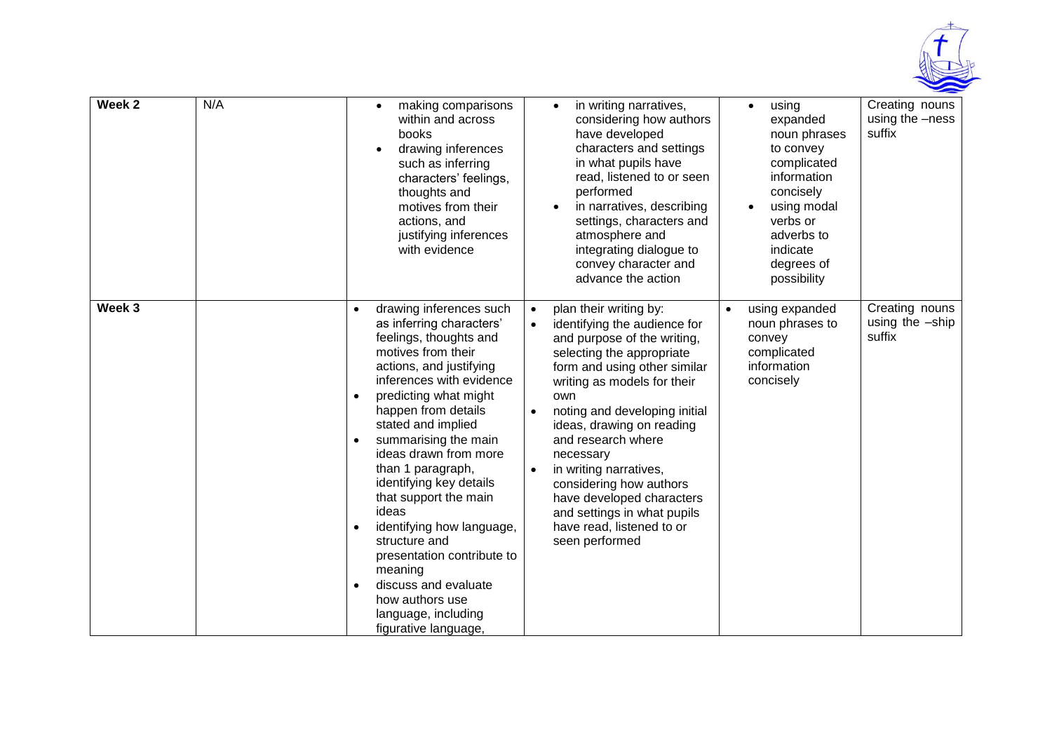| Week 2 | N/A | <ul><li>making comparisons within and across books</li><li>drawing inferences such as inferring characters' feelings, thoughts and motives from their actions, and justifying inferences with evidence</li></ul> | <ul><li>in writing narratives, considering how authors have developed characters and settings in what pupils have read, listened to or seen performed</li><li>in narratives, describing settings, characters and atmosphere and integrating dialogue to convey character and advance the action</li></ul> | <ul><li>using expanded noun phrases to convey complicated information concisely</li><li>using modal verbs or adverbs to indicate degrees of possibility</li></ul> | Creating nouns using the –ness suffix |
|---|---|---|---|---|---|
| Week 3 | | <ul><li>drawing inferences such as inferring characters' feelings, thoughts and motives from their actions, and justifying inferences with evidence</li><li>predicting what might happen from details stated and implied</li><li>summarising the main ideas drawn from more than 1 paragraph, identifying key details that support the main ideas</li><li>identifying how language, structure and presentation contribute to meaning</li><li>discuss and evaluate how authors use language, including figurative language,</li></ul> | <ul><li>plan their writing by:</li><li>identifying the audience for and purpose of the writing, selecting the appropriate form and using other similar writing as models for their own</li><li>noting and developing initial ideas, drawing on reading and research where necessary</li><li>in writing narratives, considering how authors have developed characters and settings in what pupils have read, listened to or seen performed</li></ul> | <ul><li>using expanded noun phrases to convey complicated information concisely</li></ul> | Creating nouns using the –ship suffix |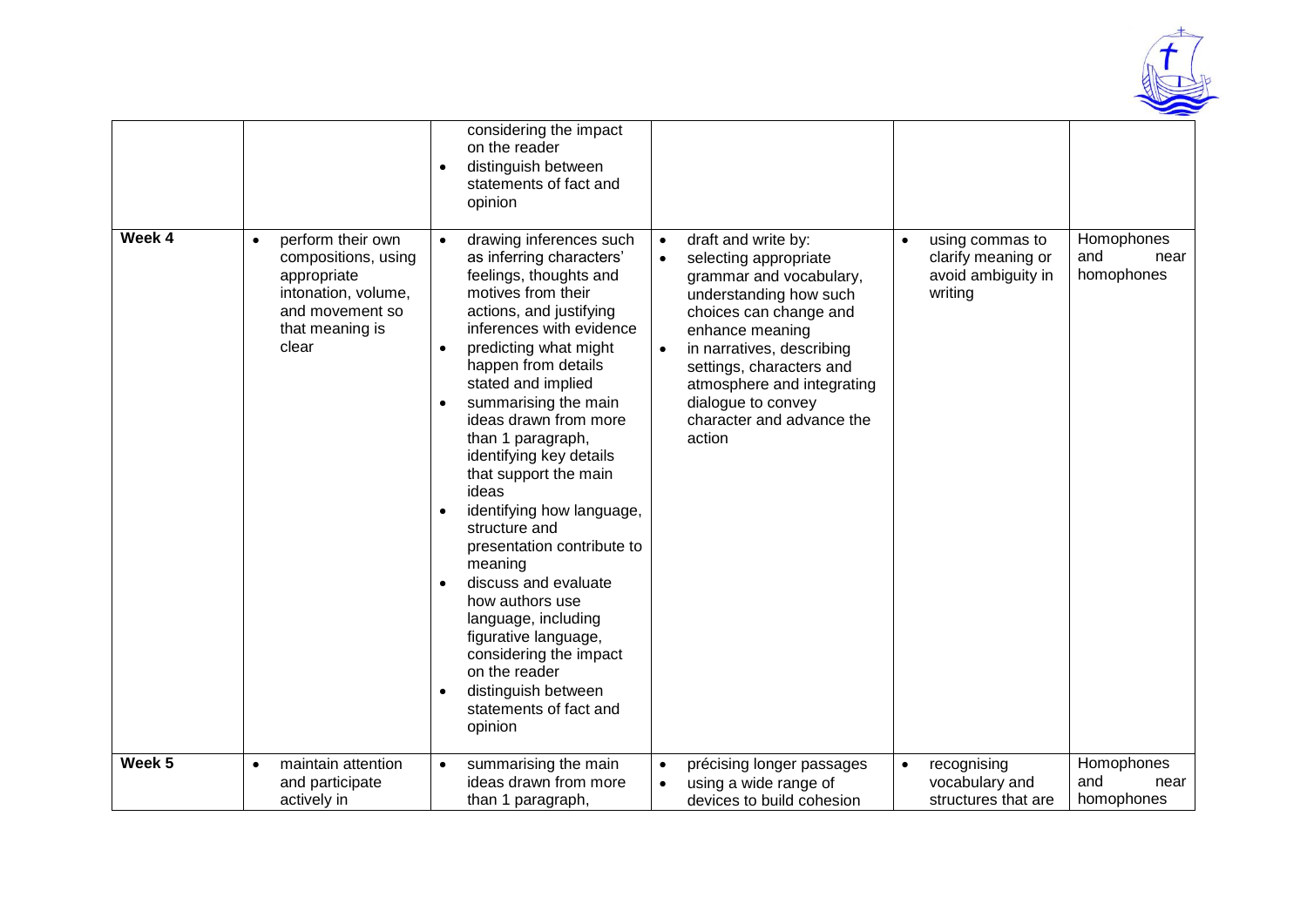| | | | | | |
|---|---|---|---|---|---|
| | | considering the impact on the reader<br>• distinguish between statements of fact and opinion | | | |
| **Week 4** | • perform their own compositions, using appropriate intonation, volume, and movement so that meaning is clear | • drawing inferences such as inferring characters' feelings, thoughts and motives from their actions, and justifying inferences with evidence<br>• predicting what might happen from details stated and implied<br>• summarising the main ideas drawn from more than 1 paragraph, identifying key details that support the main ideas<br>• identifying how language, structure and presentation contribute to meaning<br>• discuss and evaluate how authors use language, including figurative language, considering the impact on the reader<br>• distinguish between statements of fact and opinion | • draft and write by:<br>• selecting appropriate grammar and vocabulary, understanding how such choices can change and enhance meaning<br>• in narratives, describing settings, characters and atmosphere and integrating dialogue to convey character and advance the action | • using commas to clarify meaning or avoid ambiguity in writing | Homophones and near homophones |
| **Week 5** | • maintain attention and participate actively in | • summarising the main ideas drawn from more than 1 paragraph, | • précising longer passages<br>• using a wide range of devices to build cohesion | • recognising vocabulary and structures that are | Homophones and near homophones |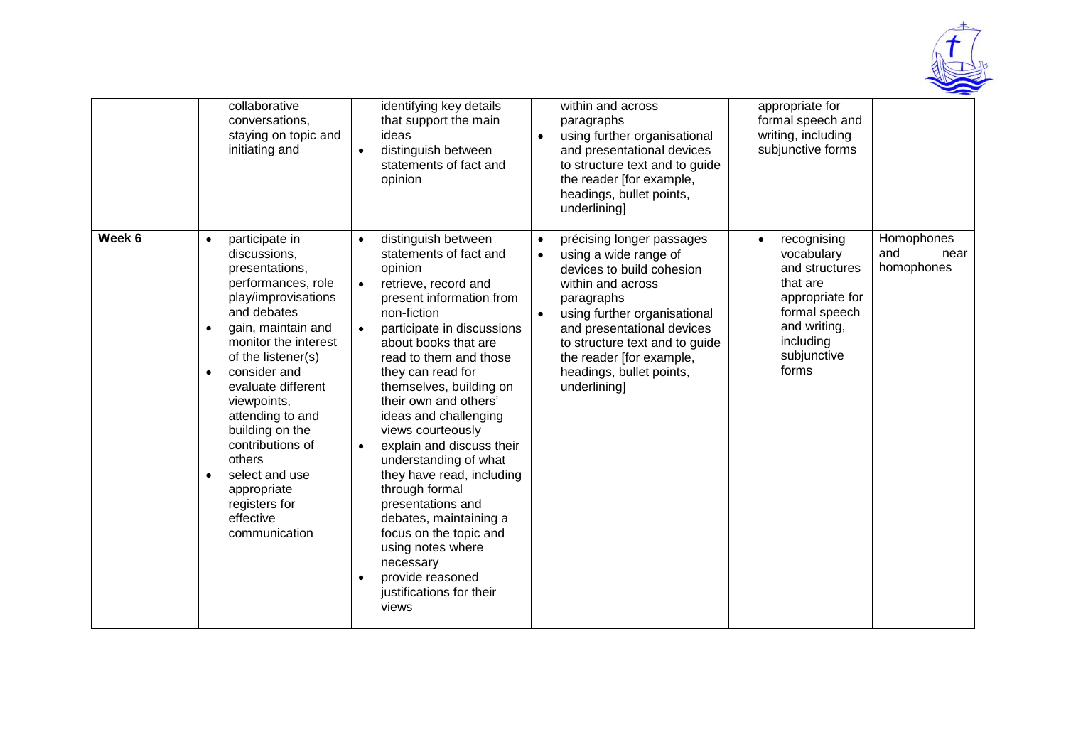| | | | | | |
|---|---|---|---|---|---|
| | collaborative conversations, staying on topic and initiating and | identifying key details that support the main ideas<br>• distinguish between statements of fact and opinion | within and across paragraphs<br>• using further organisational and presentational devices to structure text and to guide the reader [for example, headings, bullet points, underlining] | appropriate for formal speech and writing, including subjunctive forms | |
| **Week 6** | • participate in discussions, presentations, performances, role play/improvisations and debates<br>• gain, maintain and monitor the interest of the listener(s)<br>• consider and evaluate different viewpoints, attending to and building on the contributions of others<br>• select and use appropriate registers for effective communication | • distinguish between statements of fact and opinion<br>• retrieve, record and present information from non-fiction<br>• participate in discussions about books that are read to them and those they can read for themselves, building on their own and others' ideas and challenging views courteously<br>• explain and discuss their understanding of what they have read, including through formal presentations and debates, maintaining a focus on the topic and using notes where necessary<br>• provide reasoned justifications for their views | • précising longer passages<br>• using a wide range of devices to build cohesion within and across paragraphs<br>• using further organisational and presentational devices to structure text and to guide the reader [for example, headings, bullet points, underlining] | • recognising vocabulary and structures that are appropriate for formal speech and writing, including subjunctive forms | Homophones and near homophones |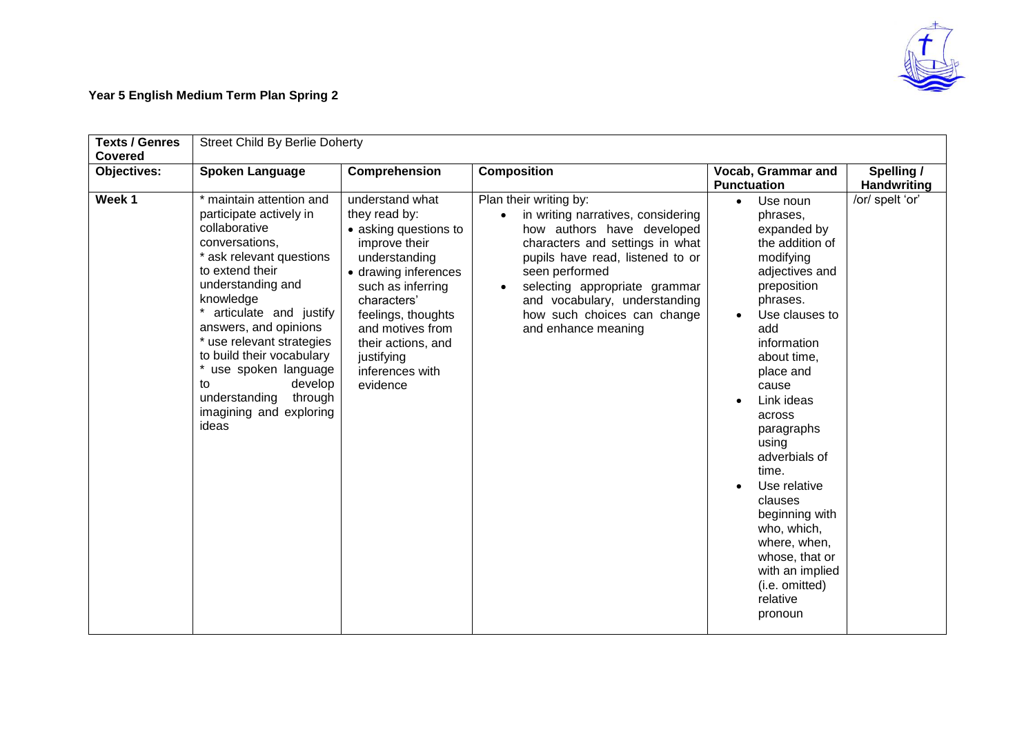**Year 5 English Medium Term Plan Spring 2**

| Texts / Genres Covered | Street Child By Berlie Doherty | | | | |
|---|---|---|---|---|---|
| **Objectives:** | **Spoken Language** | **Comprehension** | **Composition** | **Vocab, Grammar and Punctuation** | **Spelling / Handwriting** |
| **Week 1** | * maintain attention and participate actively in collaborative conversations,<br>* ask relevant questions to extend their understanding and knowledge<br>* articulate and justify answers, and opinions<br>* use relevant strategies to build their vocabulary<br>* use spoken language to develop understanding through imagining and exploring ideas | understand what they read by:<br>• asking questions to improve their understanding<br>• drawing inferences such as inferring characters' feelings, thoughts and motives from their actions, and justifying inferences with evidence | Plan their writing by:<br>• in writing narratives, considering how authors have developed characters and settings in what pupils have read, listened to or seen performed<br>• selecting appropriate grammar and vocabulary, understanding how such choices can change and enhance meaning | • Use noun phrases, expanded by the addition of modifying adjectives and preposition phrases.<br>• Use clauses to add information about time, place and cause<br>• Link ideas across paragraphs using adverbials of time.<br>• Use relative clauses beginning with who, which, where, when, whose, that or with an implied (i.e. omitted) relative pronoun | /or/ spelt 'or' |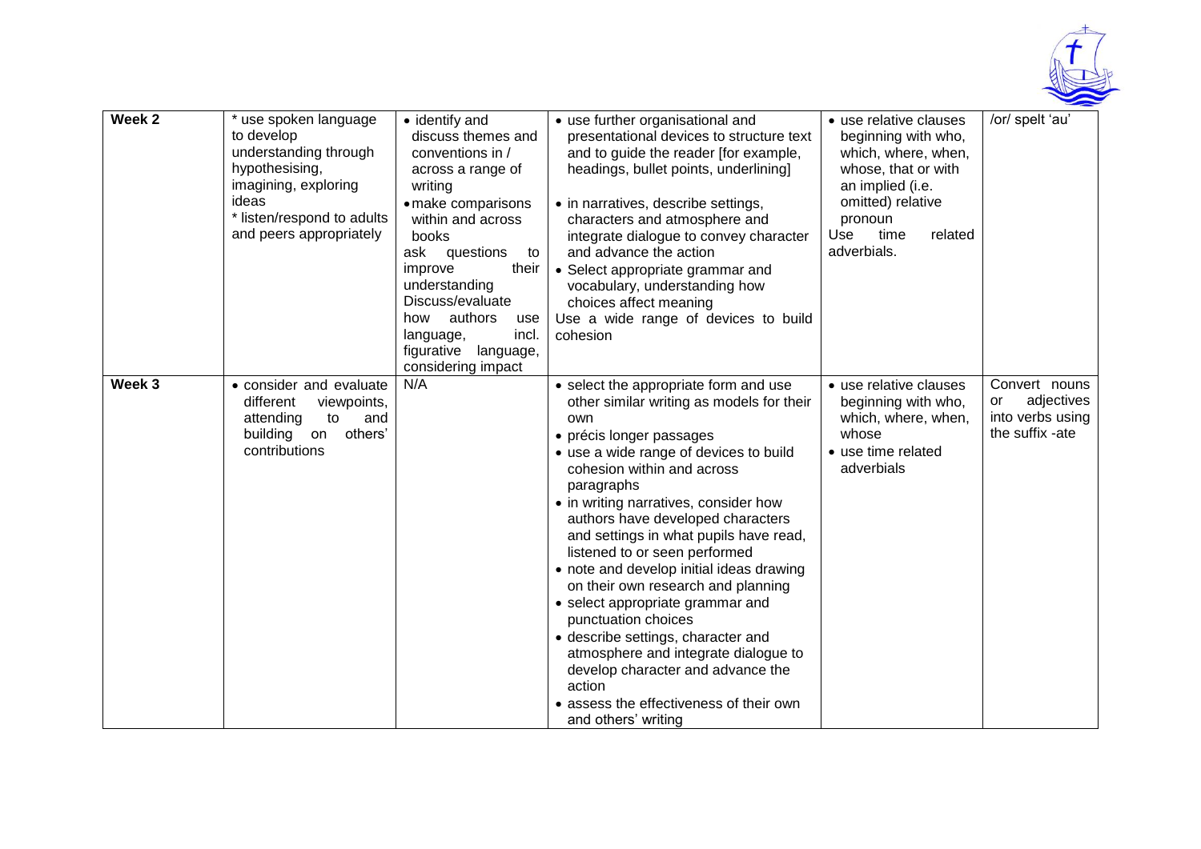| Week 2 | * use spoken language to develop understanding through hypothesising, imagining, exploring ideas<br>* listen/respond to adults and peers appropriately | • identify and discuss themes and conventions in / across a range of writing<br>• make comparisons within and across books<br>ask questions to improve their understanding<br>Discuss/evaluate how authors use language, incl. figurative language, considering impact | • use further organisational and presentational devices to structure text and to guide the reader [for example, headings, bullet points, underlining]<br><br>• in narratives, describe settings, characters and atmosphere and integrate dialogue to convey character and advance the action<br>• Select appropriate grammar and vocabulary, understanding how choices affect meaning<br>Use a wide range of devices to build cohesion | • use relative clauses beginning with who, which, where, when, whose, that or with an implied (i.e. omitted) relative pronoun<br>Use time related adverbials. | /or/ spelt 'au' |
|---|---|---|---|---|---|
| Week 3 | • consider and evaluate different viewpoints, attending to and building on others' contributions | N/A | • select the appropriate form and use other similar writing as models for their own<br>• précis longer passages<br>• use a wide range of devices to build cohesion within and across paragraphs<br>• in writing narratives, consider how authors have developed characters and settings in what pupils have read, listened to or seen performed<br>• note and develop initial ideas drawing on their own research and planning<br>• select appropriate grammar and punctuation choices<br>• describe settings, character and atmosphere and integrate dialogue to develop character and advance the action<br>• assess the effectiveness of their own and others' writing | • use relative clauses beginning with who, which, where, when, whose<br>• use time related adverbials | Convert nouns or adjectives into verbs using the suffix -ate |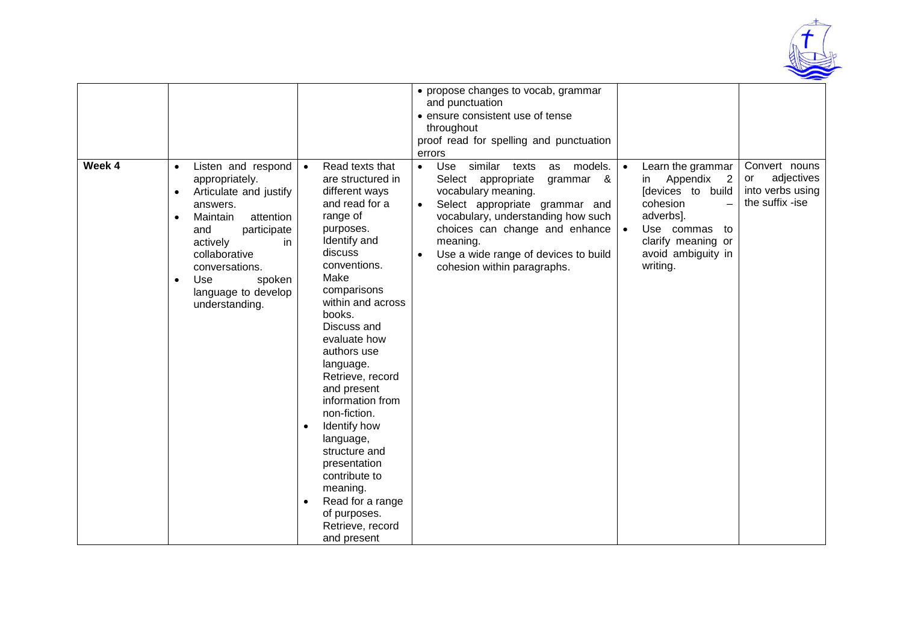| | | | | | |
|---|---|---|---|---|---|
| | | | • propose changes to vocab, grammar and punctuation<br>• ensure consistent use of tense throughout<br>proof read for spelling and punctuation errors | | |
| **Week 4** | • Listen and respond appropriately.<br>• Articulate and justify answers.<br>• Maintain attention and participate actively in collaborative conversations.<br>• Use spoken language to develop understanding. | • Read texts that are structured in different ways and read for a range of purposes. Identify and discuss conventions. Make comparisons within and across books. Discuss and evaluate how authors use language. Retrieve, record and present information from non-fiction.<br>• Identify how language, structure and presentation contribute to meaning.<br>• Read for a range of purposes. Retrieve, record and present | • Use similar texts as models. Select appropriate grammar & vocabulary meaning.<br>• Select appropriate grammar and vocabulary, understanding how such choices can change and enhance meaning.<br>• Use a wide range of devices to build cohesion within paragraphs. | • Learn the grammar in Appendix 2 [devices to build cohesion – adverbs].<br>• Use commas to clarify meaning or avoid ambiguity in writing. | Convert nouns or adjectives into verbs using the suffix -ise |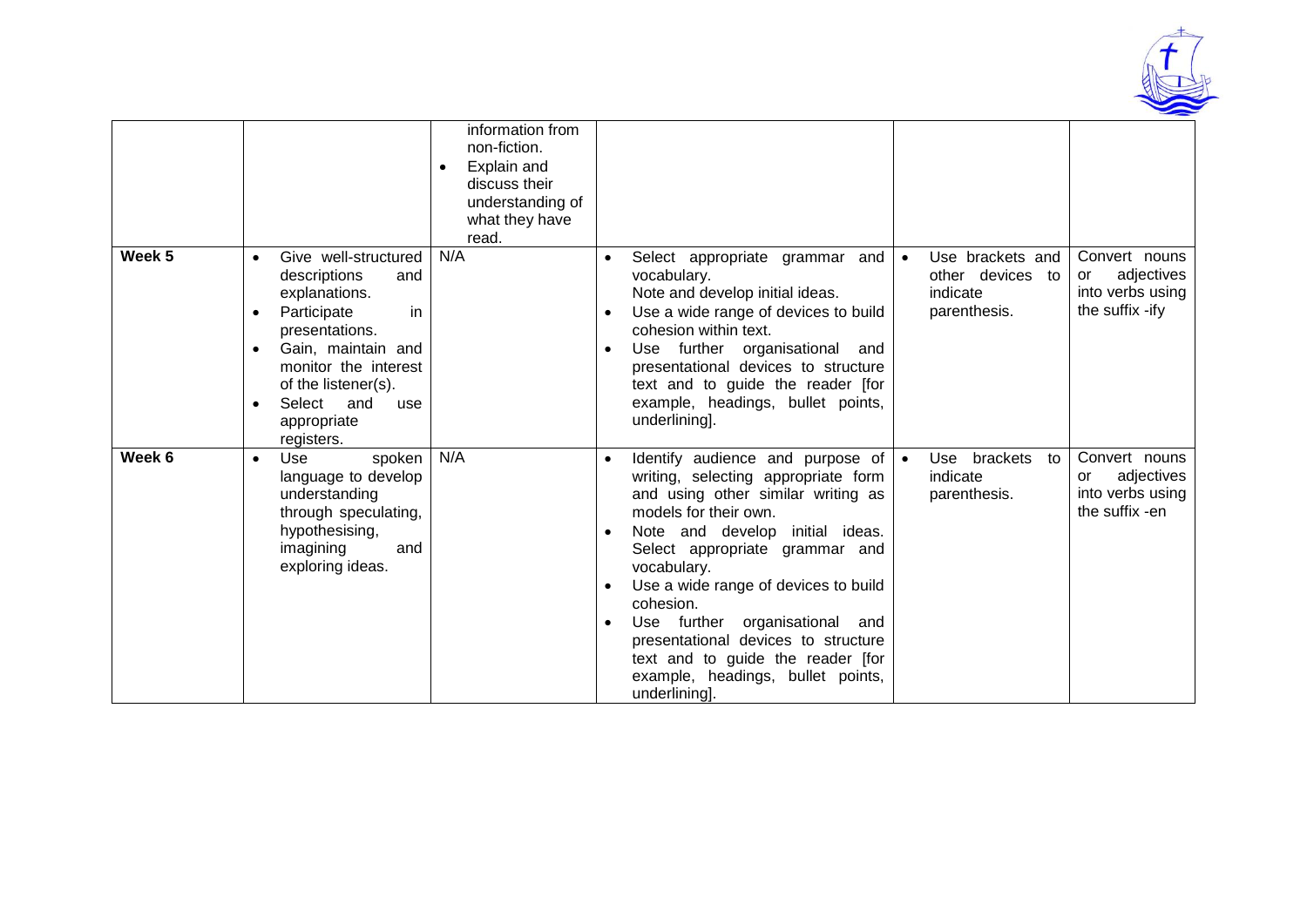| | | | | | |
|---|---|---|---|---|---|
| | | information from non-fiction.<br>• Explain and discuss their understanding of what they have read. | | | |
| **Week 5** | • Give well-structured descriptions and explanations.<br>• Participate in presentations.<br>• Gain, maintain and monitor the interest of the listener(s).<br>• Select and use appropriate registers. | N/A | • Select appropriate grammar and vocabulary.<br>Note and develop initial ideas.<br>• Use a wide range of devices to build cohesion within text.<br>• Use further organisational and presentational devices to structure text and to guide the reader [for example, headings, bullet points, underlining]. | • Use brackets and other devices to indicate parenthesis. | Convert nouns or adjectives into verbs using the suffix -ify |
| **Week 6** | • Use spoken language to develop understanding through speculating, hypothesising, imagining and exploring ideas. | N/A | • Identify audience and purpose of writing, selecting appropriate form and using other similar writing as models for their own.<br>• Note and develop initial ideas. Select appropriate grammar and vocabulary.<br>• Use a wide range of devices to build cohesion.<br>• Use further organisational and presentational devices to structure text and to guide the reader [for example, headings, bullet points, underlining]. | • Use brackets to indicate parenthesis. | Convert nouns or adjectives into verbs using the suffix -en |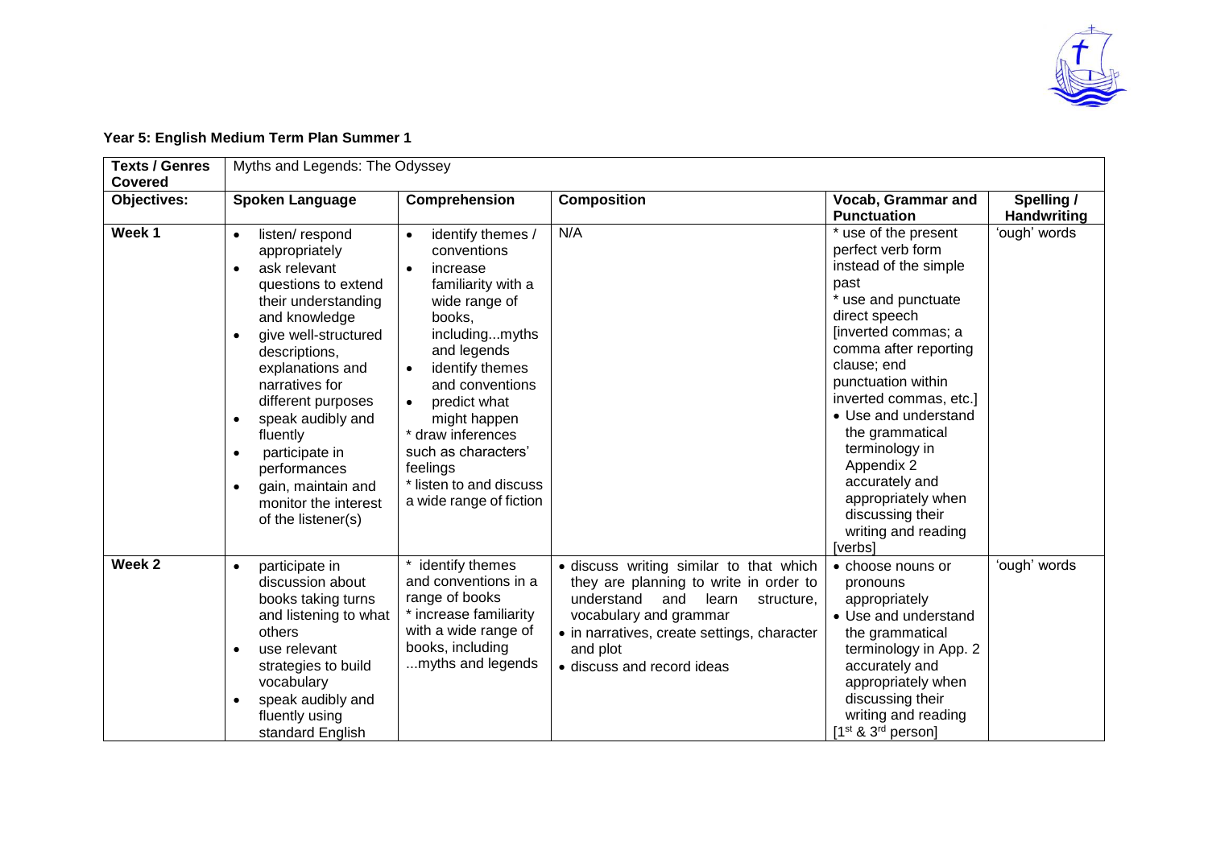**Year 5: English Medium Term Plan Summer 1**

| Texts / Genres Covered | Myths and Legends: The Odyssey | | | | |
|---|---|---|---|---|---|
| **Objectives:** | **Spoken Language** | **Comprehension** | **Composition** | **Vocab, Grammar and Punctuation** | **Spelling / Handwriting** |
| **Week 1** | • listen/ respond appropriately<br>• ask relevant questions to extend their understanding and knowledge<br>• give well-structured descriptions, explanations and narratives for different purposes<br>• speak audibly and fluently<br>• participate in performances<br>• gain, maintain and monitor the interest of the listener(s) | • identify themes / conventions<br>• increase familiarity with a wide range of books, including...myths and legends<br>• identify themes and conventions<br>• predict what might happen<br>* draw inferences such as characters' feelings<br>* listen to and discuss a wide range of fiction | N/A | * use of the present perfect verb form instead of the simple past<br>* use and punctuate direct speech [inverted commas; a comma after reporting clause; end punctuation within inverted commas, etc.]<br>• Use and understand the grammatical terminology in Appendix 2 accurately and appropriately when discussing their writing and reading [verbs] | 'ough' words |
| **Week 2** | • participate in discussion about books taking turns and listening to what others<br>• use relevant strategies to build vocabulary<br>• speak audibly and fluently using standard English | * identify themes and conventions in a range of books<br>* increase familiarity with a wide range of books, including ...myths and legends | • discuss writing similar to that which they are planning to write in order to understand and learn structure, vocabulary and grammar<br>• in narratives, create settings, character and plot<br>• discuss and record ideas | • choose nouns or pronouns appropriately<br>• Use and understand the grammatical terminology in App. 2 accurately and appropriately when discussing their writing and reading [1st & 3rd person] | 'ough' words |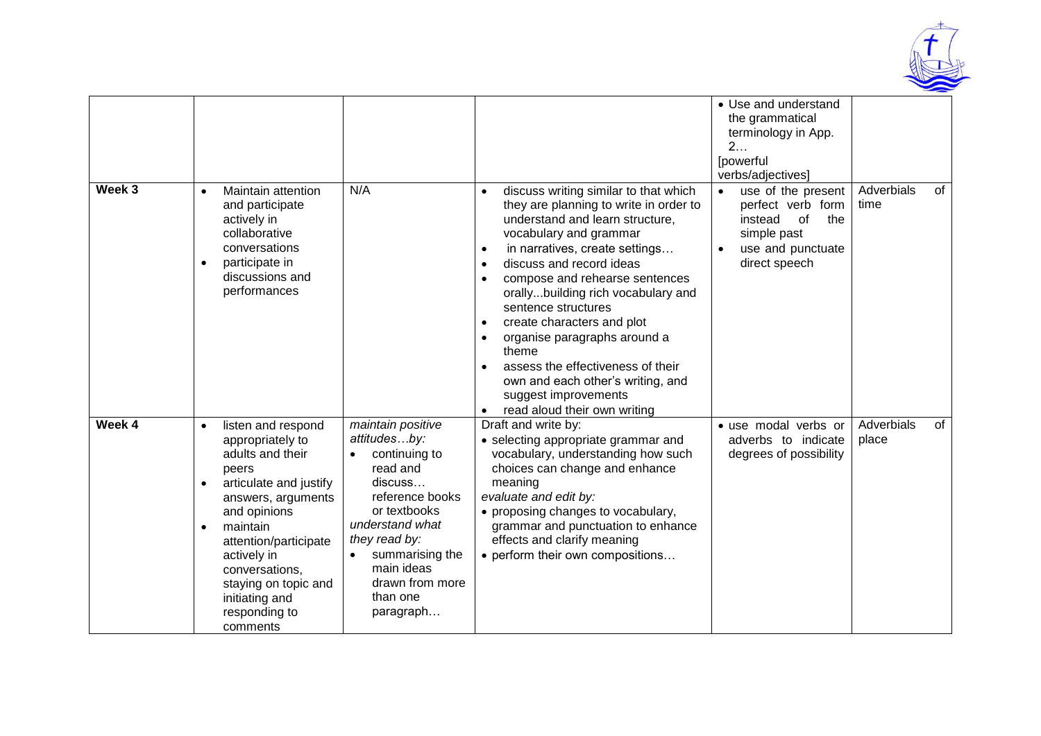| | | | | | |
|---|---|---|---|---|---|
| | | | | • Use and understand the grammatical terminology in App. 2… [powerful verbs/adjectives] | |
| **Week 3** | • Maintain attention and participate actively in collaborative conversations<br>• participate in discussions and performances | N/A | • discuss writing similar to that which they are planning to write in order to understand and learn structure, vocabulary and grammar<br>• in narratives, create settings…<br>• discuss and record ideas<br>• compose and rehearse sentences orally...building rich vocabulary and sentence structures<br>• create characters and plot<br>• organise paragraphs around a theme<br>• assess the effectiveness of their own and each other's writing, and suggest improvements<br>• read aloud their own writing | • use of the present perfect verb form instead of the simple past<br>• use and punctuate direct speech | Adverbials of time |
| **Week 4** | • listen and respond appropriately to adults and their peers<br>• articulate and justify answers, arguments and opinions<br>• maintain attention/participate actively in conversations, staying on topic and initiating and responding to comments | *maintain positive attitudes…by:*<br>• continuing to read and discuss… reference books or textbooks<br>*understand what they read by:*<br>• summarising the main ideas drawn from more than one paragraph… | Draft and write by:<br>• selecting appropriate grammar and vocabulary, understanding how such choices can change and enhance meaning<br>*evaluate and edit by:*<br>• proposing changes to vocabulary, grammar and punctuation to enhance effects and clarify meaning<br>• perform their own compositions… | • use modal verbs or adverbs to indicate degrees of possibility | Adverbials of place |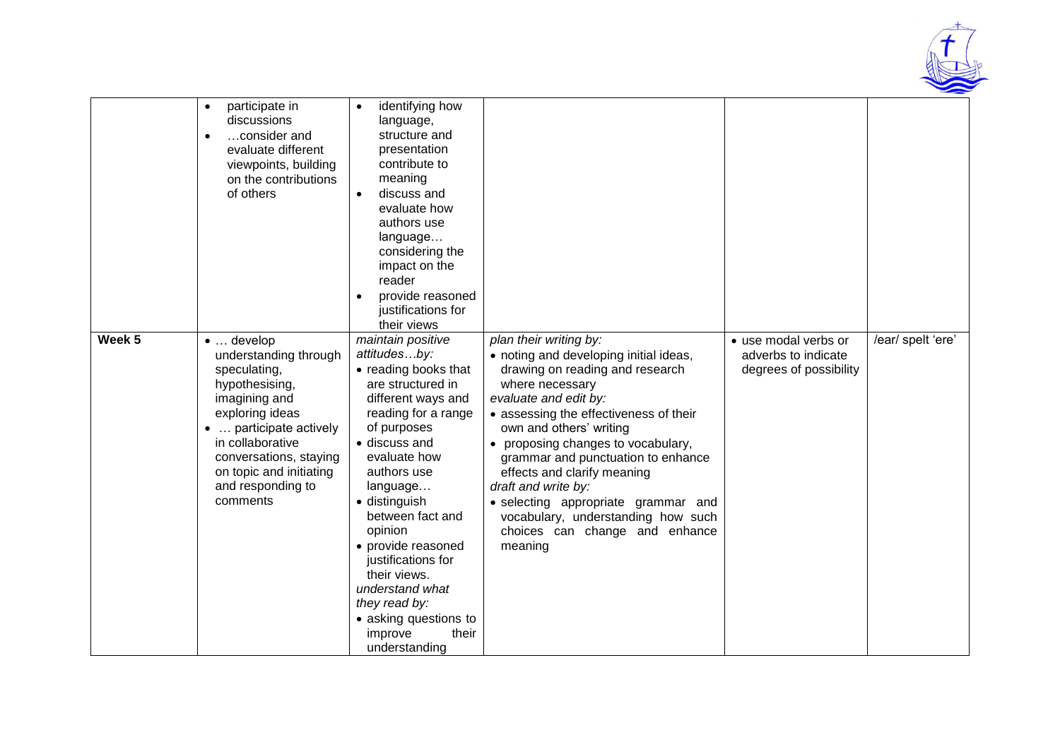| | | | | | |
|---|---|---|---|---|---|
| | • participate in discussions<br>• …consider and evaluate different viewpoints, building on the contributions of others | • identifying how language, structure and presentation contribute to meaning<br>• discuss and evaluate how authors use language… considering the impact on the reader<br>• provide reasoned justifications for their views | | | |
| **Week 5** | • … develop understanding through speculating, hypothesising, imagining and exploring ideas<br>• … participate actively in collaborative conversations, staying on topic and initiating and responding to comments | *maintain positive attitudes…by:*<br>• reading books that are structured in different ways and reading for a range of purposes<br>• discuss and evaluate how authors use language…<br>• distinguish between fact and opinion<br>• provide reasoned justifications for their views.<br>*understand what they read by:*<br>• asking questions to improve their understanding | *plan their writing by:*<br>• noting and developing initial ideas, drawing on reading and research where necessary<br>*evaluate and edit by:*<br>• assessing the effectiveness of their own and others' writing<br>• proposing changes to vocabulary, grammar and punctuation to enhance effects and clarify meaning<br>*draft and write by:*<br>• selecting appropriate grammar and vocabulary, understanding how such choices can change and enhance meaning | • use modal verbs or adverbs to indicate degrees of possibility | /ear/ spelt 'ere' |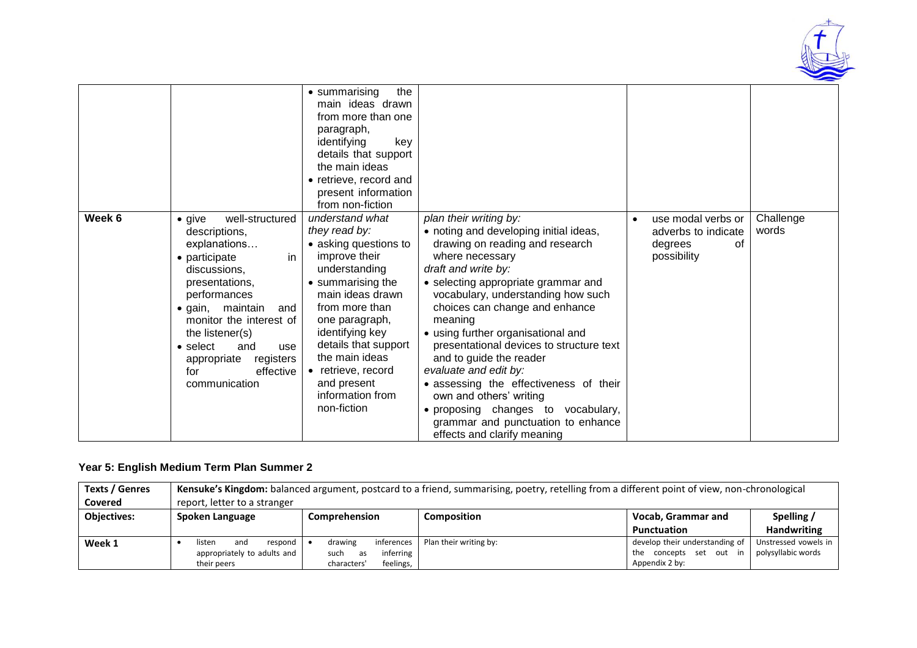| | | | | | |
|---|---|---|---|---|---|
| | | • summarising the main ideas drawn from more than one paragraph, identifying key details that support the main ideas<br>• retrieve, record and present information from non-fiction | | | |
| **Week 6** | • give well-structured descriptions, explanations…<br>• participate in discussions, presentations, performances<br>• gain, maintain and monitor the interest of the listener(s)<br>• select and use appropriate registers for effective communication | *understand what they read by:*<br>• asking questions to improve their understanding<br>• summarising the main ideas drawn from more than one paragraph, identifying key details that support the main ideas<br>• retrieve, record and present information from non-fiction | *plan their writing by:*<br>• noting and developing initial ideas, drawing on reading and research where necessary<br>*draft and write by:*<br>• selecting appropriate grammar and vocabulary, understanding how such choices can change and enhance meaning<br>• using further organisational and presentational devices to structure text and to guide the reader<br>*evaluate and edit by:*<br>• assessing the effectiveness of their own and others' writing<br>• proposing changes to vocabulary, grammar and punctuation to enhance effects and clarify meaning | • use modal verbs or adverbs to indicate degrees of possibility | Challenge words |

## Year 5: English Medium Term Plan Summer 2

| **Texts / Genres Covered** | **Kensuke's Kingdom:** balanced argument, postcard to a friend, summarising, poetry, retelling from a different point of view, non-chronological report, letter to a stranger | | | | |
|---|---|---|---|---|---|
| **Objectives:** | **Spoken Language** | **Comprehension** | **Composition** | **Vocab, Grammar and Punctuation** | **Spelling / Handwriting** |
| **Week 1** | • listen and respond appropriately to adults and their peers | • drawing inferences such as inferring characters' feelings, | Plan their writing by: | develop their understanding of the concepts set out in Appendix 2 by: | Unstressed vowels in polysyllabic words |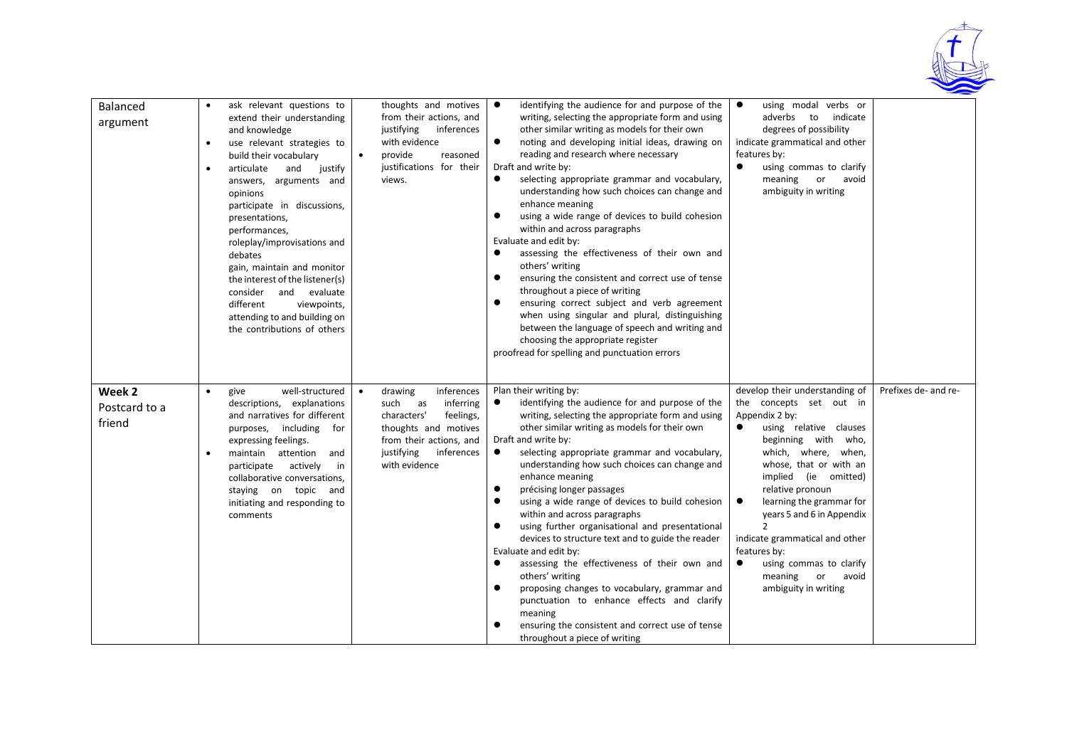| Balanced argument | • ask relevant questions to extend their understanding and knowledge<br>• use relevant strategies to build their vocabulary<br>• articulate and justify answers, arguments and opinions<br>participate in discussions, presentations, performances, roleplay/improvisations and debates<br>gain, maintain and monitor the interest of the listener(s)<br>consider and evaluate different viewpoints, attending to and building on the contributions of others | thoughts and motives from their actions, and justifying inferences with evidence<br>• provide reasoned justifications for their views. | ● identifying the audience for and purpose of the writing, selecting the appropriate form and using other similar writing as models for their own<br>● noting and developing initial ideas, drawing on reading and research where necessary<br>Draft and write by:<br>● selecting appropriate grammar and vocabulary, understanding how such choices can change and enhance meaning<br>● using a wide range of devices to build cohesion within and across paragraphs<br>Evaluate and edit by:<br>● assessing the effectiveness of their own and others' writing<br>● ensuring the consistent and correct use of tense throughout a piece of writing<br>● ensuring correct subject and verb agreement when using singular and plural, distinguishing between the language of speech and writing and choosing the appropriate register<br>proofread for spelling and punctuation errors | ● using modal verbs or adverbs to indicate degrees of possibility<br>indicate grammatical and other features by:<br>● using commas to clarify meaning or avoid ambiguity in writing | |
|---|---|---|---|---|---|
| **Week 2**<br>Postcard to a friend | • give well-structured descriptions, explanations and narratives for different purposes, including for expressing feelings.<br>• maintain attention and participate actively in collaborative conversations, staying on topic and initiating and responding to comments | • drawing inferences such as inferring characters' feelings, thoughts and motives from their actions, and justifying inferences with evidence | Plan their writing by:<br>● identifying the audience for and purpose of the writing, selecting the appropriate form and using other similar writing as models for their own<br>Draft and write by:<br>● selecting appropriate grammar and vocabulary, understanding how such choices can change and enhance meaning<br>● précising longer passages<br>● using a wide range of devices to build cohesion within and across paragraphs<br>● using further organisational and presentational devices to structure text and to guide the reader<br>Evaluate and edit by:<br>● assessing the effectiveness of their own and others' writing<br>● proposing changes to vocabulary, grammar and punctuation to enhance effects and clarify meaning<br>● ensuring the consistent and correct use of tense throughout a piece of writing | develop their understanding of the concepts set out in Appendix 2 by:<br>● using relative clauses beginning with who, which, where, when, whose, that or with an implied (ie omitted) relative pronoun<br>● learning the grammar for years 5 and 6 in Appendix 2<br>indicate grammatical and other features by:<br>● using commas to clarify meaning or avoid ambiguity in writing | Prefixes de- and re- |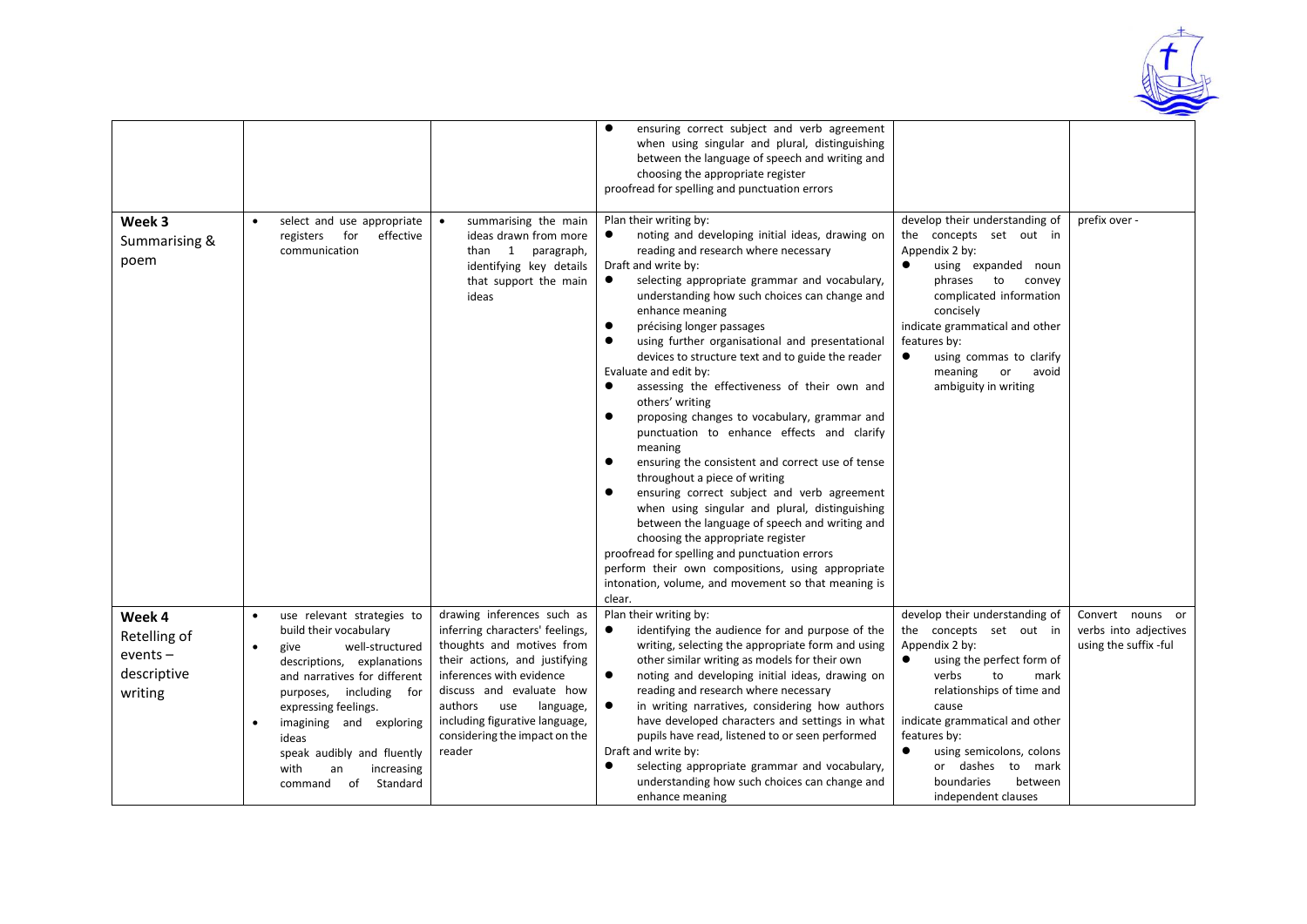| | | | | | |
|---|---|---|---|---|---|
| | | | ● ensuring correct subject and verb agreement when using singular and plural, distinguishing between the language of speech and writing and choosing the appropriate register<br>proofread for spelling and punctuation errors | | |
| **Week 3**<br>Summarising & poem | • select and use appropriate registers for effective communication | • summarising the main ideas drawn from more than 1 paragraph, identifying key details that support the main ideas | Plan their writing by:<br>● noting and developing initial ideas, drawing on reading and research where necessary<br>Draft and write by:<br>● selecting appropriate grammar and vocabulary, understanding how such choices can change and enhance meaning<br>● précising longer passages<br>● using further organisational and presentational devices to structure text and to guide the reader<br>Evaluate and edit by:<br>● assessing the effectiveness of their own and others' writing<br>● proposing changes to vocabulary, grammar and punctuation to enhance effects and clarify meaning<br>● ensuring the consistent and correct use of tense throughout a piece of writing<br>● ensuring correct subject and verb agreement when using singular and plural, distinguishing between the language of speech and writing and choosing the appropriate register<br>proofread for spelling and punctuation errors<br>perform their own compositions, using appropriate intonation, volume, and movement so that meaning is clear. | develop their understanding of the concepts set out in Appendix 2 by:<br>● using expanded noun phrases to convey complicated information concisely<br>indicate grammatical and other features by:<br>● using commas to clarify meaning or avoid ambiguity in writing | prefix over - |
| **Week 4**<br>Retelling of events – descriptive writing | • use relevant strategies to build their vocabulary<br>• give well-structured descriptions, explanations and narratives for different purposes, including for expressing feelings.<br>• imagining and exploring ideas<br>speak audibly and fluently with an increasing command of Standard | drawing inferences such as inferring characters' feelings, thoughts and motives from their actions, and justifying inferences with evidence<br>discuss and evaluate how authors use language, including figurative language, considering the impact on the reader | Plan their writing by:<br>● identifying the audience for and purpose of the writing, selecting the appropriate form and using other similar writing as models for their own<br>● noting and developing initial ideas, drawing on reading and research where necessary<br>● in writing narratives, considering how authors have developed characters and settings in what pupils have read, listened to or seen performed<br>Draft and write by:<br>● selecting appropriate grammar and vocabulary, understanding how such choices can change and enhance meaning | develop their understanding of the concepts set out in Appendix 2 by:<br>● using the perfect form of verbs to mark relationships of time and cause<br>indicate grammatical and other features by:<br>● using semicolons, colons or dashes to mark boundaries between independent clauses | Convert nouns or verbs into adjectives using the suffix -ful |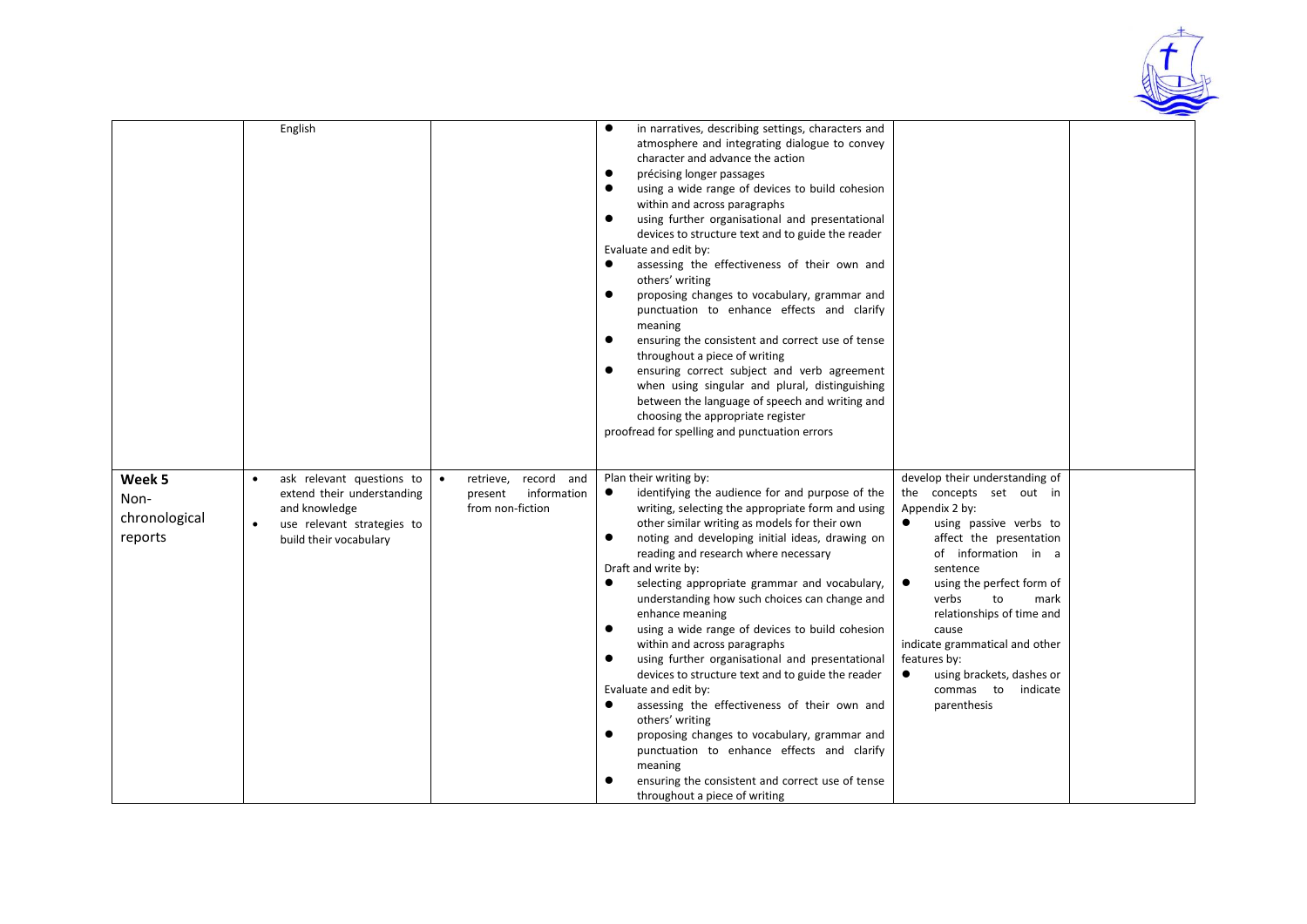|  |  |  |  |  |  |
| --- | --- | --- | --- | --- | --- |
|  | English |  | • in narratives, describing settings, characters and atmosphere and integrating dialogue to convey character and advance the action<br>• précising longer passages<br>• using a wide range of devices to build cohesion within and across paragraphs<br>• using further organisational and presentational devices to structure text and to guide the reader<br>Evaluate and edit by:<br>• assessing the effectiveness of their own and others' writing<br>• proposing changes to vocabulary, grammar and punctuation to enhance effects and clarify meaning<br>• ensuring the consistent and correct use of tense throughout a piece of writing<br>• ensuring correct subject and verb agreement when using singular and plural, distinguishing between the language of speech and writing and choosing the appropriate register<br>proofread for spelling and punctuation errors |  |  |
| **Week 5**<br>Non-chronological reports | • ask relevant questions to extend their understanding and knowledge<br>• use relevant strategies to build their vocabulary | • retrieve, record and present information from non-fiction | Plan their writing by:<br>• identifying the audience for and purpose of the writing, selecting the appropriate form and using other similar writing as models for their own<br>• noting and developing initial ideas, drawing on reading and research where necessary<br>Draft and write by:<br>• selecting appropriate grammar and vocabulary, understanding how such choices can change and enhance meaning<br>• using a wide range of devices to build cohesion within and across paragraphs<br>• using further organisational and presentational devices to structure text and to guide the reader<br>Evaluate and edit by:<br>• assessing the effectiveness of their own and others' writing<br>• proposing changes to vocabulary, grammar and punctuation to enhance effects and clarify meaning<br>• ensuring the consistent and correct use of tense throughout a piece of writing | develop their understanding of the concepts set out in Appendix 2 by:<br>• using passive verbs to affect the presentation of information in a sentence<br>• using the perfect form of verbs to mark relationships of time and cause<br>indicate grammatical and other features by:<br>• using brackets, dashes or commas to indicate parenthesis |  |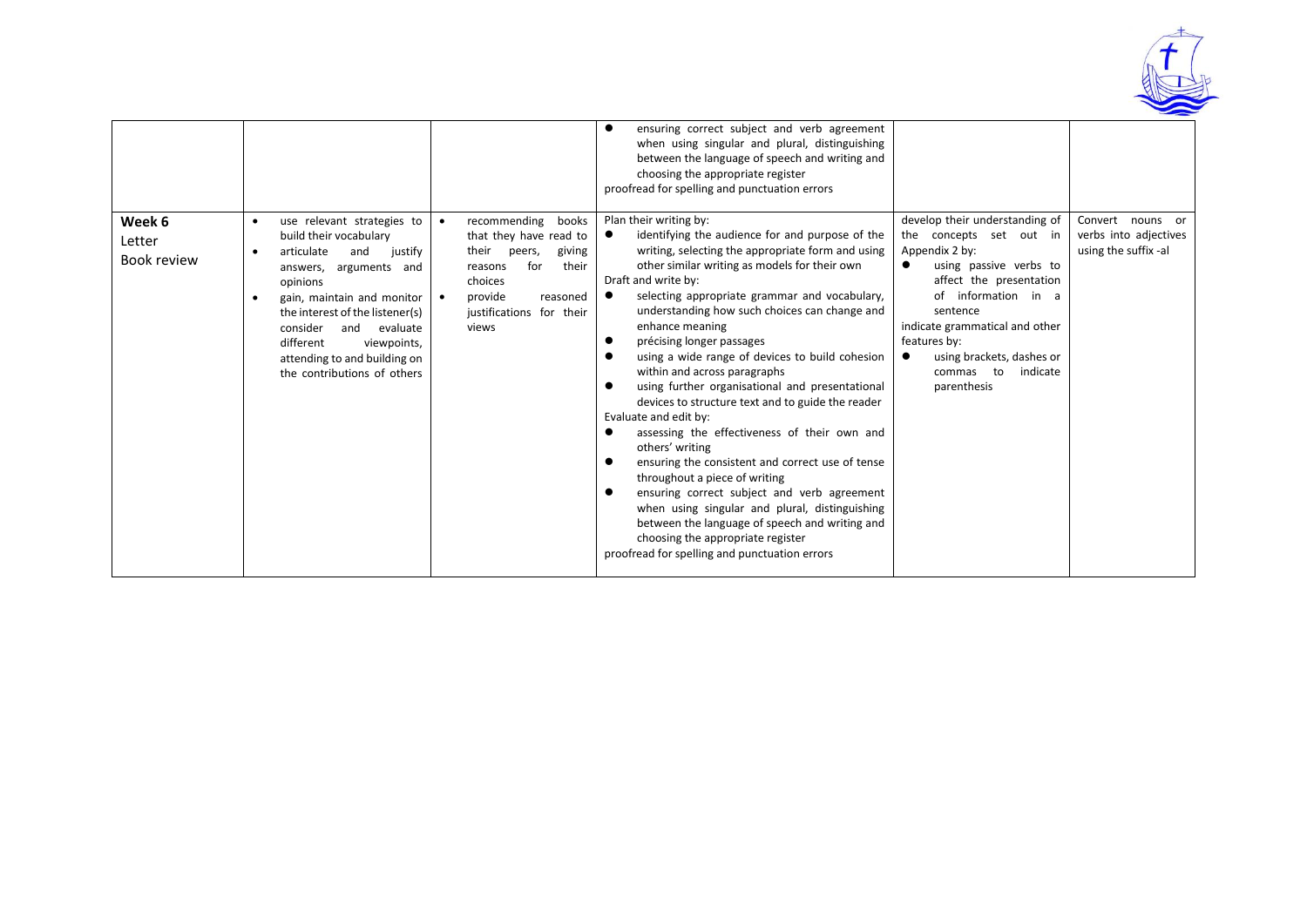| | | | | | |
|---|---|---|---|---|---|
| | | | ● ensuring correct subject and verb agreement when using singular and plural, distinguishing between the language of speech and writing and choosing the appropriate register<br>proofread for spelling and punctuation errors | | |
| **Week 6**<br>Letter<br>Book review | • use relevant strategies to build their vocabulary<br>• articulate and justify answers, arguments and opinions<br>• gain, maintain and monitor the interest of the listener(s) consider and evaluate different viewpoints, attending to and building on the contributions of others | • recommending books that they have read to their peers, giving reasons for their choices<br>• provide reasoned justifications for their views | Plan their writing by:<br>● identifying the audience for and purpose of the writing, selecting the appropriate form and using other similar writing as models for their own<br>Draft and write by:<br>● selecting appropriate grammar and vocabulary, understanding how such choices can change and enhance meaning<br>● précising longer passages<br>● using a wide range of devices to build cohesion within and across paragraphs<br>● using further organisational and presentational devices to structure text and to guide the reader<br>Evaluate and edit by:<br>● assessing the effectiveness of their own and others' writing<br>● ensuring the consistent and correct use of tense throughout a piece of writing<br>● ensuring correct subject and verb agreement when using singular and plural, distinguishing between the language of speech and writing and choosing the appropriate register<br>proofread for spelling and punctuation errors | develop their understanding of the concepts set out in Appendix 2 by:<br>● using passive verbs to affect the presentation of information in a sentence<br>indicate grammatical and other features by:<br>● using brackets, dashes or commas to indicate parenthesis | Convert nouns or verbs into adjectives using the suffix -al |